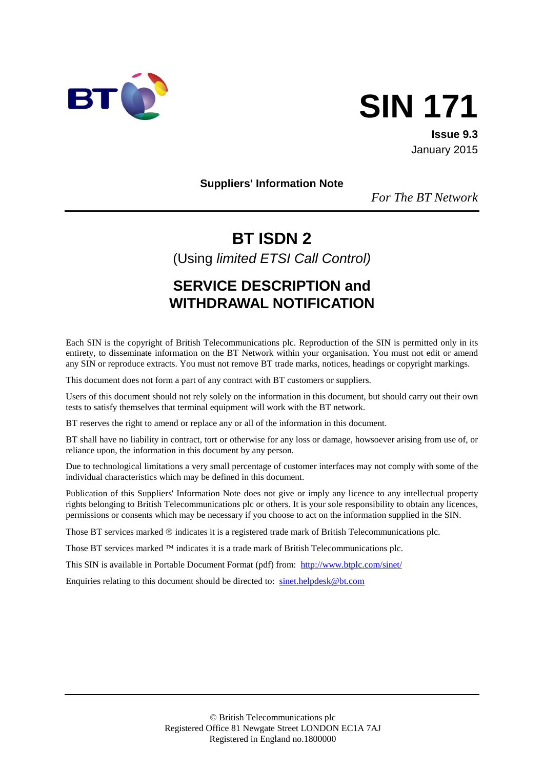# SIN 171

**Issue 9.3**
January 2015

**Suppliers' Information Note**

*For The BT Network*

## BT ISDN 2

(Using *limited ETSI Call Control)*

## SERVICE DESCRIPTION and WITHDRAWAL NOTIFICATION

Each SIN is the copyright of British Telecommunications plc. Reproduction of the SIN is permitted only in its entirety, to disseminate information on the BT Network within your organisation. You must not edit or amend any SIN or reproduce extracts. You must not remove BT trade marks, notices, headings or copyright markings.

This document does not form a part of any contract with BT customers or suppliers.

Users of this document should not rely solely on the information in this document, but should carry out their own tests to satisfy themselves that terminal equipment will work with the BT network.

BT reserves the right to amend or replace any or all of the information in this document.

BT shall have no liability in contract, tort or otherwise for any loss or damage, howsoever arising from use of, or reliance upon, the information in this document by any person.

Due to technological limitations a very small percentage of customer interfaces may not comply with some of the individual characteristics which may be defined in this document.

Publication of this Suppliers' Information Note does not give or imply any licence to any intellectual property rights belonging to British Telecommunications plc or others. It is your sole responsibility to obtain any licences, permissions or consents which may be necessary if you choose to act on the information supplied in the SIN.

Those BT services marked ® indicates it is a registered trade mark of British Telecommunications plc.

Those BT services marked ™ indicates it is a trade mark of British Telecommunications plc.

This SIN is available in Portable Document Format (pdf) from: http://www.btplc.com/sinet/

Enquiries relating to this document should be directed to: sinet.helpdesk@bt.com

© British Telecommunications plc
Registered Office 81 Newgate Street LONDON EC1A 7AJ
Registered in England no.1800000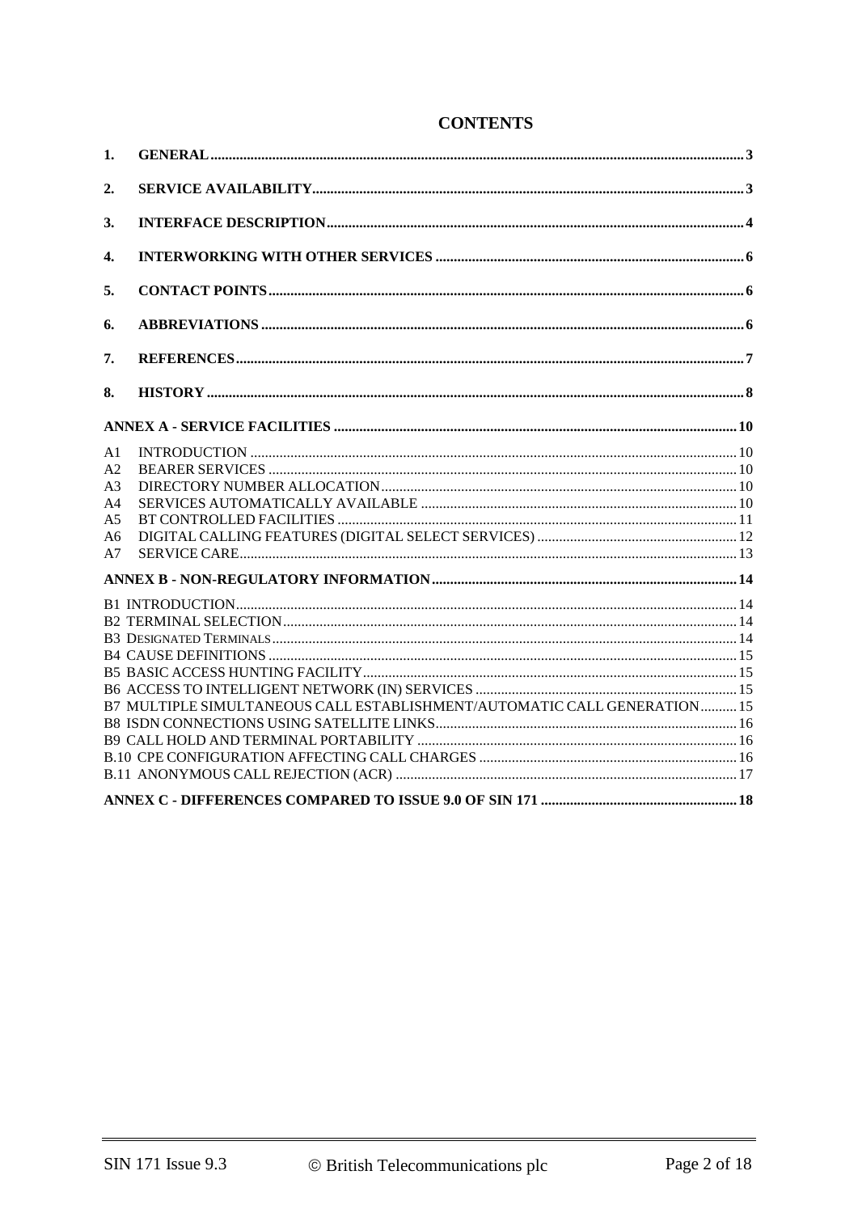# CONTENTS

| | | |
|---|---|---|
| **1.** | **GENERAL** | **3** |
| **2.** | **SERVICE AVAILABILITY** | **3** |
| **3.** | **INTERFACE DESCRIPTION** | **4** |
| **4.** | **INTERWORKING WITH OTHER SERVICES** | **6** |
| **5.** | **CONTACT POINTS** | **6** |
| **6.** | **ABBREVIATIONS** | **6** |
| **7.** | **REFERENCES** | **7** |
| **8.** | **HISTORY** | **8** |
| | **ANNEX A - SERVICE FACILITIES** | **10** |
| A1 | INTRODUCTION | 10 |
| A2 | BEARER SERVICES | 10 |
| A3 | DIRECTORY NUMBER ALLOCATION | 10 |
| A4 | SERVICES AUTOMATICALLY AVAILABLE | 10 |
| A5 | BT CONTROLLED FACILITIES | 11 |
| A6 | DIGITAL CALLING FEATURES (DIGITAL SELECT SERVICES) | 12 |
| A7 | SERVICE CARE | 13 |
| | **ANNEX B - NON-REGULATORY INFORMATION** | **14** |
| B1 | INTRODUCTION | 14 |
| B2 | TERMINAL SELECTION | 14 |
| B3 | DESIGNATED TERMINALS | 14 |
| B4 | CAUSE DEFINITIONS | 15 |
| B5 | BASIC ACCESS HUNTING FACILITY | 15 |
| B6 | ACCESS TO INTELLIGENT NETWORK (IN) SERVICES | 15 |
| B7 | MULTIPLE SIMULTANEOUS CALL ESTABLISHMENT/AUTOMATIC CALL GENERATION | 15 |
| B8 | ISDN CONNECTIONS USING SATELLITE LINKS | 16 |
| B9 | CALL HOLD AND TERMINAL PORTABILITY | 16 |
| B.10 | CPE CONFIGURATION AFFECTING CALL CHARGES | 16 |
| B.11 | ANONYMOUS CALL REJECTION (ACR) | 17 |
| | **ANNEX C - DIFFERENCES COMPARED TO ISSUE 9.0 OF SIN 171** | **18** |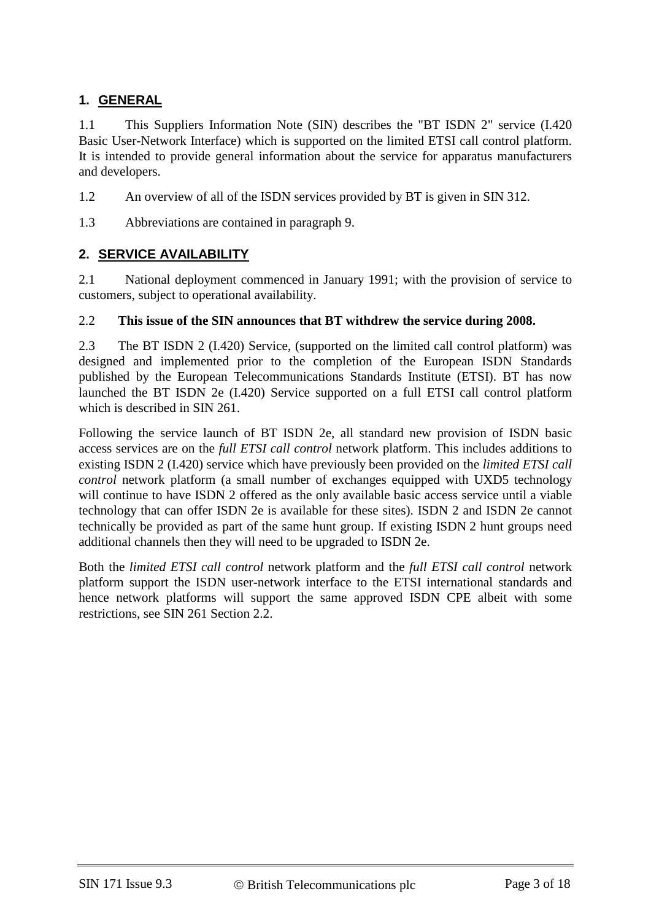## 1. GENERAL

1.1 This Suppliers Information Note (SIN) describes the "BT ISDN 2" service (I.420 Basic User-Network Interface) which is supported on the limited ETSI call control platform. It is intended to provide general information about the service for apparatus manufacturers and developers.

1.2 An overview of all of the ISDN services provided by BT is given in SIN 312.

1.3 Abbreviations are contained in paragraph 9.

## 2. SERVICE AVAILABILITY

2.1 National deployment commenced in January 1991; with the provision of service to customers, subject to operational availability.

2.2 **This issue of the SIN announces that BT withdrew the service during 2008.**

2.3 The BT ISDN 2 (I.420) Service, (supported on the limited call control platform) was designed and implemented prior to the completion of the European ISDN Standards published by the European Telecommunications Standards Institute (ETSI). BT has now launched the BT ISDN 2e (I.420) Service supported on a full ETSI call control platform which is described in SIN 261.

Following the service launch of BT ISDN 2e, all standard new provision of ISDN basic access services are on the *full ETSI call control* network platform. This includes additions to existing ISDN 2 (I.420) service which have previously been provided on the *limited ETSI call control* network platform (a small number of exchanges equipped with UXD5 technology will continue to have ISDN 2 offered as the only available basic access service until a viable technology that can offer ISDN 2e is available for these sites). ISDN 2 and ISDN 2e cannot technically be provided as part of the same hunt group. If existing ISDN 2 hunt groups need additional channels then they will need to be upgraded to ISDN 2e.

Both the *limited ETSI call control* network platform and the *full ETSI call control* network platform support the ISDN user-network interface to the ETSI international standards and hence network platforms will support the same approved ISDN CPE albeit with some restrictions, see SIN 261 Section 2.2.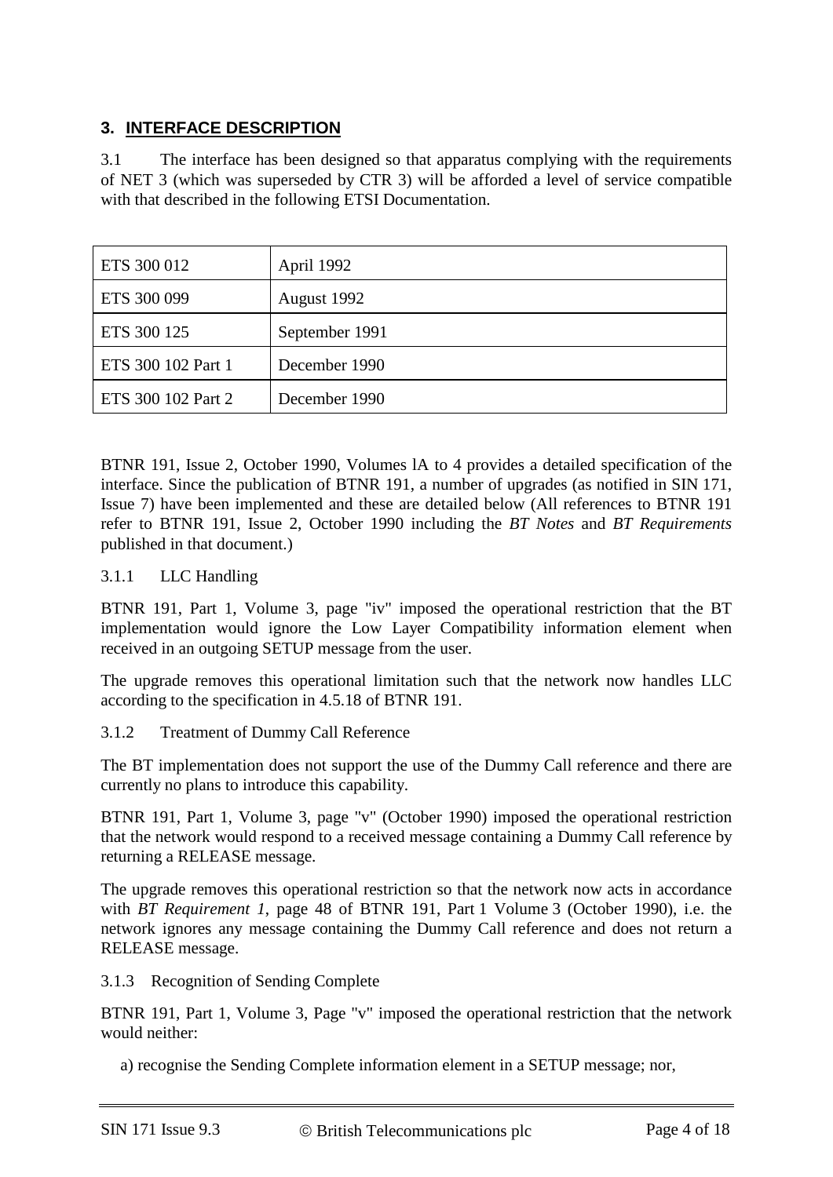## 3. INTERFACE DESCRIPTION

3.1 The interface has been designed so that apparatus complying with the requirements of NET 3 (which was superseded by CTR 3) will be afforded a level of service compatible with that described in the following ETSI Documentation.

| | |
|---|---|
| ETS 300 012 | April 1992 |
| ETS 300 099 | August 1992 |
| ETS 300 125 | September 1991 |
| ETS 300 102 Part 1 | December 1990 |
| ETS 300 102 Part 2 | December 1990 |

BTNR 191, Issue 2, October 1990, Volumes lA to 4 provides a detailed specification of the interface. Since the publication of BTNR 191, a number of upgrades (as notified in SIN 171, Issue 7) have been implemented and these are detailed below (All references to BTNR 191 refer to BTNR 191, Issue 2, October 1990 including the *BT Notes* and *BT Requirements* published in that document.)

3.1.1 LLC Handling

BTNR 191, Part 1, Volume 3, page "iv" imposed the operational restriction that the BT implementation would ignore the Low Layer Compatibility information element when received in an outgoing SETUP message from the user.

The upgrade removes this operational limitation such that the network now handles LLC according to the specification in 4.5.18 of BTNR 191.

3.1.2 Treatment of Dummy Call Reference

The BT implementation does not support the use of the Dummy Call reference and there are currently no plans to introduce this capability.

BTNR 191, Part 1, Volume 3, page "v" (October 1990) imposed the operational restriction that the network would respond to a received message containing a Dummy Call reference by returning a RELEASE message.

The upgrade removes this operational restriction so that the network now acts in accordance with *BT Requirement 1*, page 48 of BTNR 191, Part 1 Volume 3 (October 1990), i.e. the network ignores any message containing the Dummy Call reference and does not return a RELEASE message.

3.1.3 Recognition of Sending Complete

BTNR 191, Part 1, Volume 3, Page "v" imposed the operational restriction that the network would neither:

a) recognise the Sending Complete information element in a SETUP message; nor,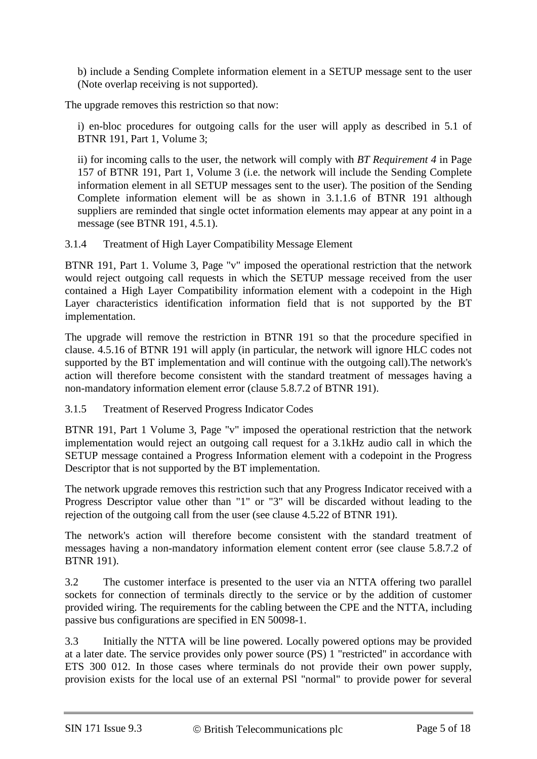b) include a Sending Complete information element in a SETUP message sent to the user (Note overlap receiving is not supported).

The upgrade removes this restriction so that now:

i) en-bloc procedures for outgoing calls for the user will apply as described in 5.1 of BTNR 191, Part 1, Volume 3;

ii) for incoming calls to the user, the network will comply with *BT Requirement 4* in Page 157 of BTNR 191, Part 1, Volume 3 (i.e. the network will include the Sending Complete information element in all SETUP messages sent to the user). The position of the Sending Complete information element will be as shown in 3.1.1.6 of BTNR 191 although suppliers are reminded that single octet information elements may appear at any point in a message (see BTNR 191, 4.5.1).

3.1.4 Treatment of High Layer Compatibility Message Element

BTNR 191, Part 1. Volume 3, Page "v" imposed the operational restriction that the network would reject outgoing call requests in which the SETUP message received from the user contained a High Layer Compatibility information element with a codepoint in the High Layer characteristics identification information field that is not supported by the BT implementation.

The upgrade will remove the restriction in BTNR 191 so that the procedure specified in clause. 4.5.16 of BTNR 191 will apply (in particular, the network will ignore HLC codes not supported by the BT implementation and will continue with the outgoing call).The network's action will therefore become consistent with the standard treatment of messages having a non-mandatory information element error (clause 5.8.7.2 of BTNR 191).

3.1.5 Treatment of Reserved Progress Indicator Codes

BTNR 191, Part 1 Volume 3, Page "v" imposed the operational restriction that the network implementation would reject an outgoing call request for a 3.1kHz audio call in which the SETUP message contained a Progress Information element with a codepoint in the Progress Descriptor that is not supported by the BT implementation.

The network upgrade removes this restriction such that any Progress Indicator received with a Progress Descriptor value other than "1" or "3" will be discarded without leading to the rejection of the outgoing call from the user (see clause 4.5.22 of BTNR 191).

The network's action will therefore become consistent with the standard treatment of messages having a non-mandatory information element content error (see clause 5.8.7.2 of BTNR 191).

3.2 The customer interface is presented to the user via an NTTA offering two parallel sockets for connection of terminals directly to the service or by the addition of customer provided wiring. The requirements for the cabling between the CPE and the NTTA, including passive bus configurations are specified in EN 50098-1.

3.3 Initially the NTTA will be line powered. Locally powered options may be provided at a later date. The service provides only power source (PS) 1 "restricted" in accordance with ETS 300 012. In those cases where terminals do not provide their own power supply, provision exists for the local use of an external PSl "normal" to provide power for several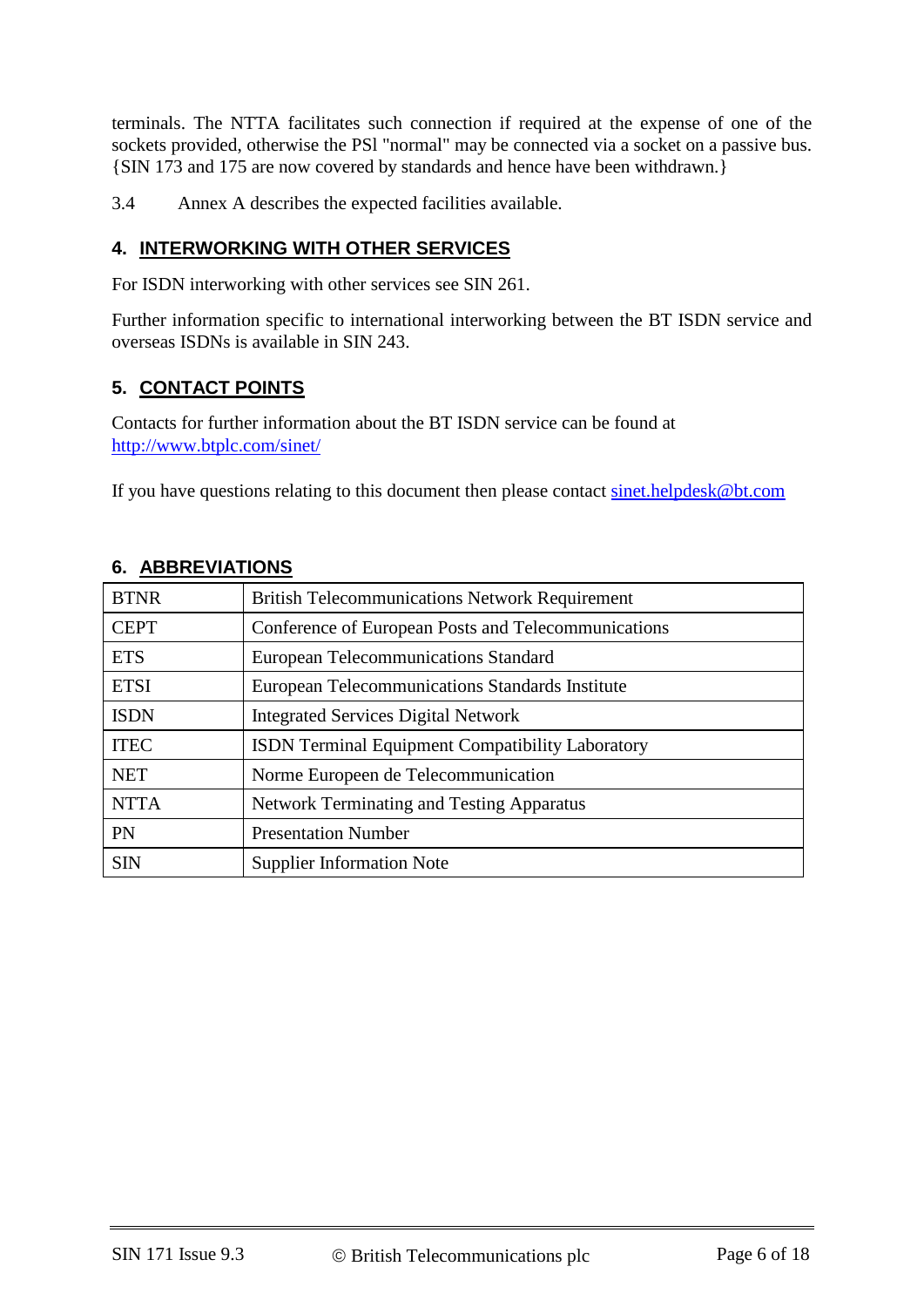terminals. The NTTA facilitates such connection if required at the expense of one of the sockets provided, otherwise the PSl "normal" may be connected via a socket on a passive bus. {SIN 173 and 175 are now covered by standards and hence have been withdrawn.}

3.4 Annex A describes the expected facilities available.

## 4. INTERWORKING WITH OTHER SERVICES

For ISDN interworking with other services see SIN 261.

Further information specific to international interworking between the BT ISDN service and overseas ISDNs is available in SIN 243.

## 5. CONTACT POINTS

Contacts for further information about the BT ISDN service can be found at http://www.btplc.com/sinet/

If you have questions relating to this document then please contact sinet.helpdesk@bt.com

## 6. ABBREVIATIONS

| | |
|---|---|
| BTNR | British Telecommunications Network Requirement |
| CEPT | Conference of European Posts and Telecommunications |
| ETS | European Telecommunications Standard |
| ETSI | European Telecommunications Standards Institute |
| ISDN | Integrated Services Digital Network |
| ITEC | ISDN Terminal Equipment Compatibility Laboratory |
| NET | Norme Europeen de Telecommunication |
| NTTA | Network Terminating and Testing Apparatus |
| PN | Presentation Number |
| SIN | Supplier Information Note |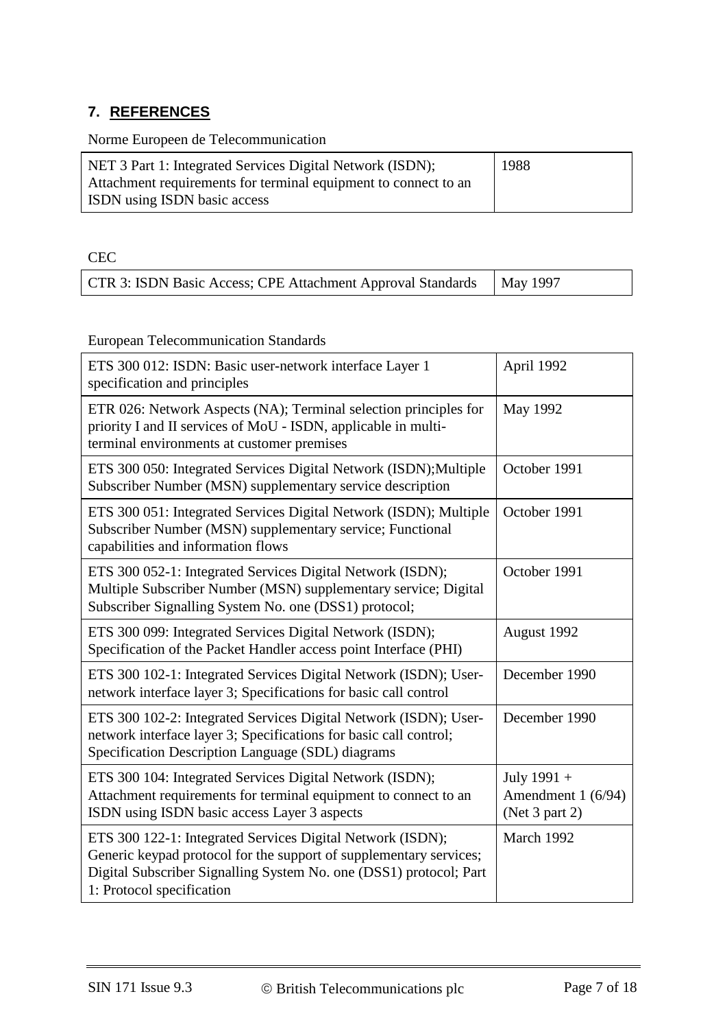## 7. REFERENCES

Norme Europeen de Telecommunication

| | |
|---|---|
| NET 3 Part 1: Integrated Services Digital Network (ISDN); Attachment requirements for terminal equipment to connect to an ISDN using ISDN basic access | 1988 |

CEC

| | |
|---|---|
| CTR 3: ISDN Basic Access; CPE Attachment Approval Standards | May 1997 |

European Telecommunication Standards

| | |
|---|---|
| ETS 300 012: ISDN: Basic user-network interface Layer 1 specification and principles | April 1992 |
| ETR 026: Network Aspects (NA); Terminal selection principles for priority I and II services of MoU - ISDN, applicable in multi-terminal environments at customer premises | May 1992 |
| ETS 300 050: Integrated Services Digital Network (ISDN);Multiple Subscriber Number (MSN) supplementary service description | October 1991 |
| ETS 300 051: Integrated Services Digital Network (ISDN); Multiple Subscriber Number (MSN) supplementary service; Functional capabilities and information flows | October 1991 |
| ETS 300 052-1: Integrated Services Digital Network (ISDN); Multiple Subscriber Number (MSN) supplementary service; Digital Subscriber Signalling System No. one (DSS1) protocol; | October 1991 |
| ETS 300 099: Integrated Services Digital Network (ISDN); Specification of the Packet Handler access point Interface (PHI) | August 1992 |
| ETS 300 102-1: Integrated Services Digital Network (ISDN); User-network interface layer 3; Specifications for basic call control | December 1990 |
| ETS 300 102-2: Integrated Services Digital Network (ISDN); User-network interface layer 3; Specifications for basic call control; Specification Description Language (SDL) diagrams | December 1990 |
| ETS 300 104: Integrated Services Digital Network (ISDN); Attachment requirements for terminal equipment to connect to an ISDN using ISDN basic access Layer 3 aspects | July 1991 + Amendment 1 (6/94) (Net 3 part 2) |
| ETS 300 122-1: Integrated Services Digital Network (ISDN); Generic keypad protocol for the support of supplementary services; Digital Subscriber Signalling System No. one (DSS1) protocol; Part 1: Protocol specification | March 1992 |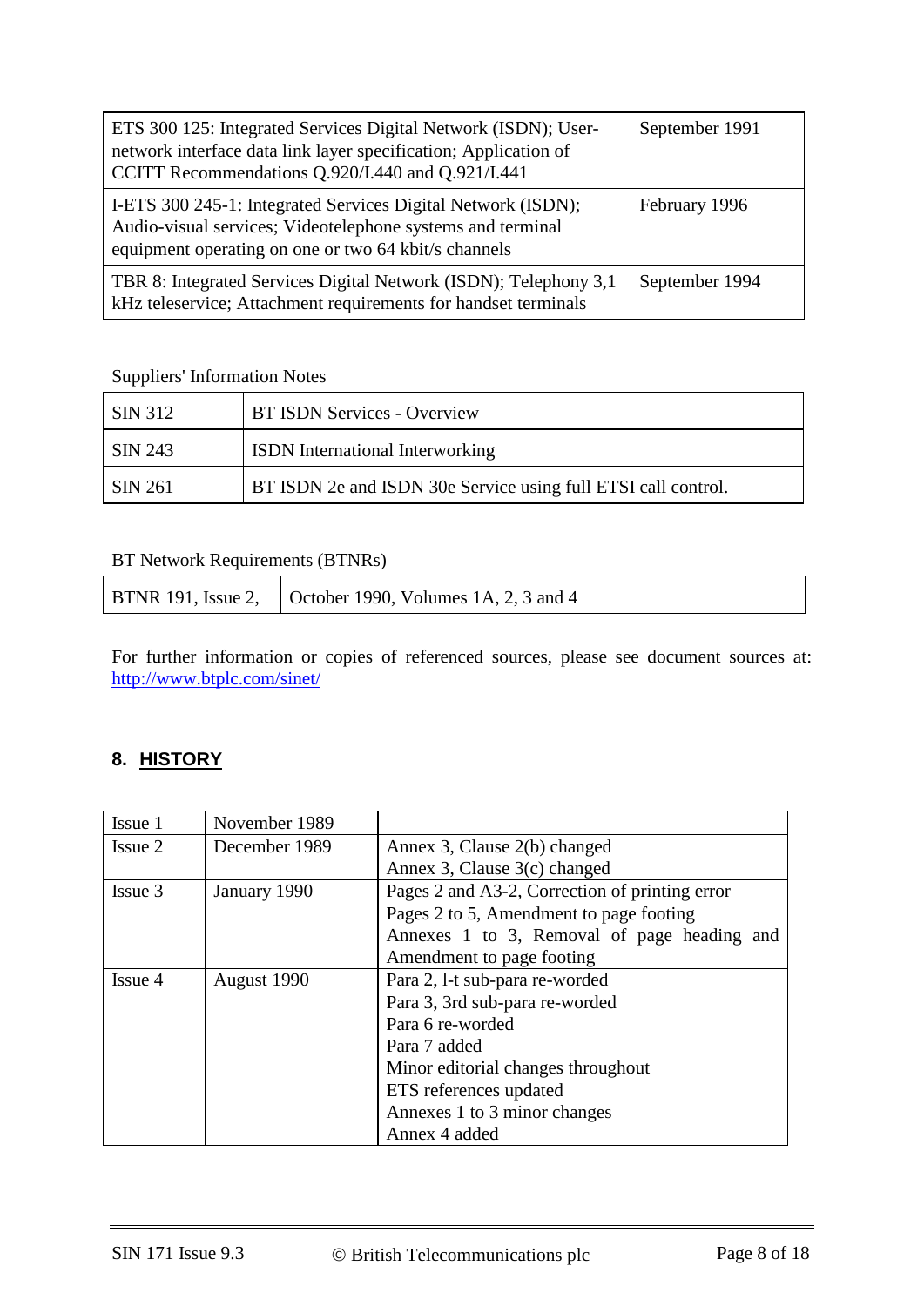| | |
|---|---|
| ETS 300 125: Integrated Services Digital Network (ISDN); User-network interface data link layer specification; Application of CCITT Recommendations Q.920/I.440 and Q.921/I.441 | September 1991 |
| I-ETS 300 245-1: Integrated Services Digital Network (ISDN); Audio-visual services; Videotelephone systems and terminal equipment operating on one or two 64 kbit/s channels | February 1996 |
| TBR 8: Integrated Services Digital Network (ISDN); Telephony 3,1 kHz teleservice; Attachment requirements for handset terminals | September 1994 |

Suppliers' Information Notes

| | |
|---|---|
| SIN 312 | BT ISDN Services - Overview |
| SIN 243 | ISDN International Interworking |
| SIN 261 | BT ISDN 2e and ISDN 30e Service using full ETSI call control. |

BT Network Requirements (BTNRs)

| | |
|---|---|
| BTNR 191, Issue 2, | October 1990, Volumes 1A, 2, 3 and 4 |

For further information or copies of referenced sources, please see document sources at: http://www.btplc.com/sinet/

## 8. HISTORY

| | | |
|---|---|---|
| Issue 1 | November 1989 | |
| Issue 2 | December 1989 | Annex 3, Clause 2(b) changed<br>Annex 3, Clause 3(c) changed |
| Issue 3 | January 1990 | Pages 2 and A3-2, Correction of printing error<br>Pages 2 to 5, Amendment to page footing<br>Annexes 1 to 3, Removal of page heading and Amendment to page footing |
| Issue 4 | August 1990 | Para 2, l-t sub-para re-worded<br>Para 3, 3rd sub-para re-worded<br>Para 6 re-worded<br>Para 7 added<br>Minor editorial changes throughout<br>ETS references updated<br>Annexes 1 to 3 minor changes<br>Annex 4 added |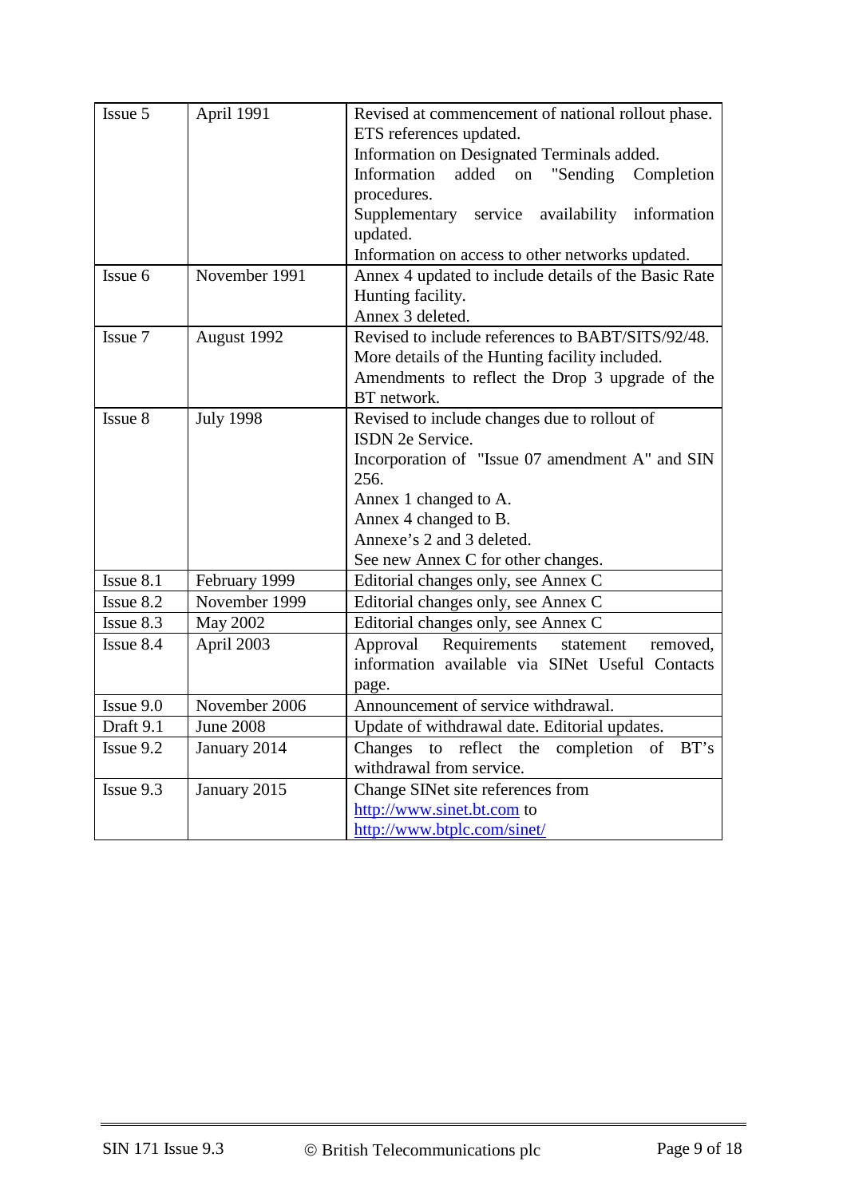| | | |
|---|---|---|
| Issue 5 | April 1991 | Revised at commencement of national rollout phase.<br>ETS references updated.<br>Information on Designated Terminals added.<br>Information added on "Sending Completion procedures.<br>Supplementary service availability information updated.<br>Information on access to other networks updated. |
| Issue 6 | November 1991 | Annex 4 updated to include details of the Basic Rate Hunting facility.<br>Annex 3 deleted. |
| Issue 7 | August 1992 | Revised to include references to BABT/SITS/92/48.<br>More details of the Hunting facility included.<br>Amendments to reflect the Drop 3 upgrade of the BT network. |
| Issue 8 | July 1998 | Revised to include changes due to rollout of ISDN 2e Service.<br>Incorporation of "Issue 07 amendment A" and SIN 256.<br>Annex 1 changed to A.<br>Annex 4 changed to B.<br>Annexe's 2 and 3 deleted.<br>See new Annex C for other changes. |
| Issue 8.1 | February 1999 | Editorial changes only, see Annex C |
| Issue 8.2 | November 1999 | Editorial changes only, see Annex C |
| Issue 8.3 | May 2002 | Editorial changes only, see Annex C |
| Issue 8.4 | April 2003 | Approval Requirements statement removed, information available via SINet Useful Contacts page. |
| Issue 9.0 | November 2006 | Announcement of service withdrawal. |
| Draft 9.1 | June 2008 | Update of withdrawal date. Editorial updates. |
| Issue 9.2 | January 2014 | Changes to reflect the completion of BT's withdrawal from service. |
| Issue 9.3 | January 2015 | Change SINet site references from http://www.sinet.bt.com to http://www.btplc.com/sinet/ |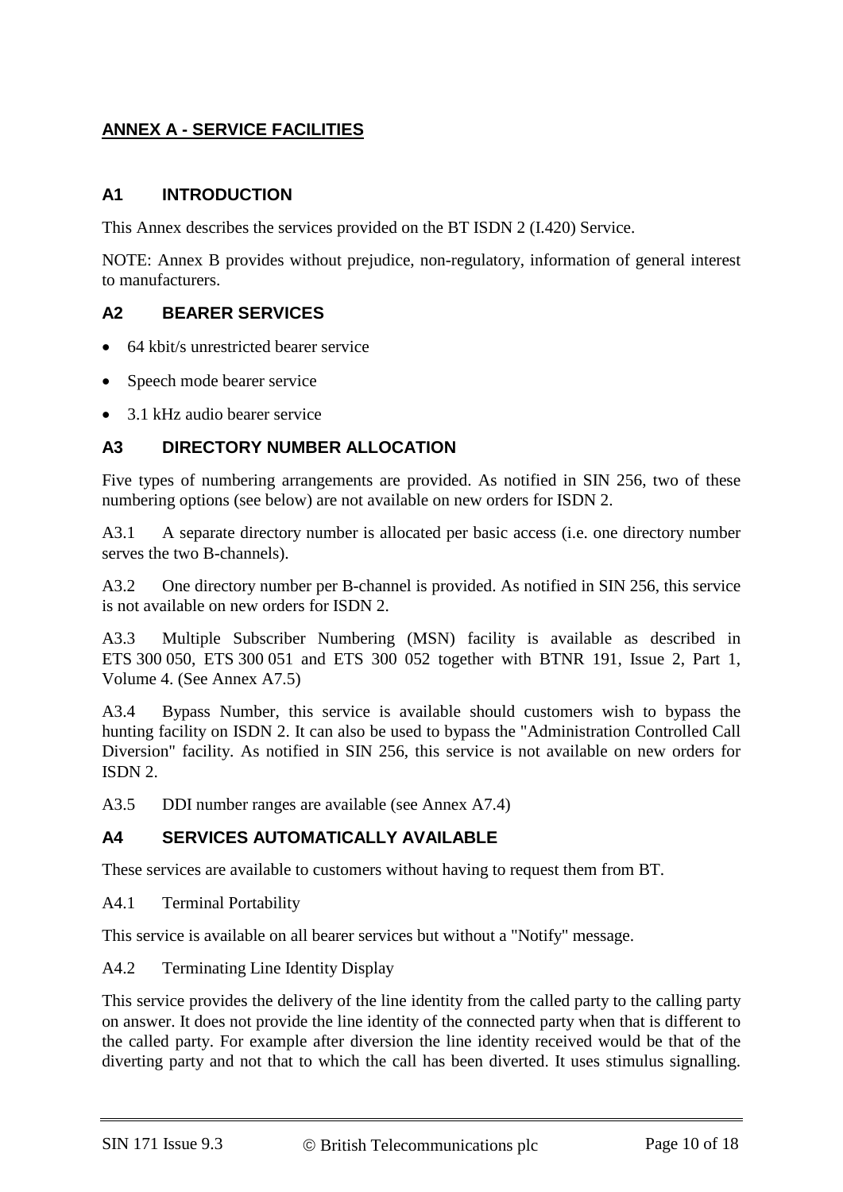## ANNEX A - SERVICE FACILITIES

### A1 INTRODUCTION

This Annex describes the services provided on the BT ISDN 2 (I.420) Service.

NOTE: Annex B provides without prejudice, non-regulatory, information of general interest to manufacturers.

### A2 BEARER SERVICES

- 64 kbit/s unrestricted bearer service
- Speech mode bearer service
- 3.1 kHz audio bearer service

### A3 DIRECTORY NUMBER ALLOCATION

Five types of numbering arrangements are provided. As notified in SIN 256, two of these numbering options (see below) are not available on new orders for ISDN 2.

A3.1 A separate directory number is allocated per basic access (i.e. one directory number serves the two B-channels).

A3.2 One directory number per B-channel is provided. As notified in SIN 256, this service is not available on new orders for ISDN 2.

A3.3 Multiple Subscriber Numbering (MSN) facility is available as described in ETS 300 050, ETS 300 051 and ETS 300 052 together with BTNR 191, Issue 2, Part 1, Volume 4. (See Annex A7.5)

A3.4 Bypass Number, this service is available should customers wish to bypass the hunting facility on ISDN 2. It can also be used to bypass the "Administration Controlled Call Diversion" facility. As notified in SIN 256, this service is not available on new orders for ISDN 2.

A3.5 DDI number ranges are available (see Annex A7.4)

### A4 SERVICES AUTOMATICALLY AVAILABLE

These services are available to customers without having to request them from BT.

A4.1 Terminal Portability

This service is available on all bearer services but without a "Notify" message.

A4.2 Terminating Line Identity Display

This service provides the delivery of the line identity from the called party to the calling party on answer. It does not provide the line identity of the connected party when that is different to the called party. For example after diversion the line identity received would be that of the diverting party and not that to which the call has been diverted. It uses stimulus signalling.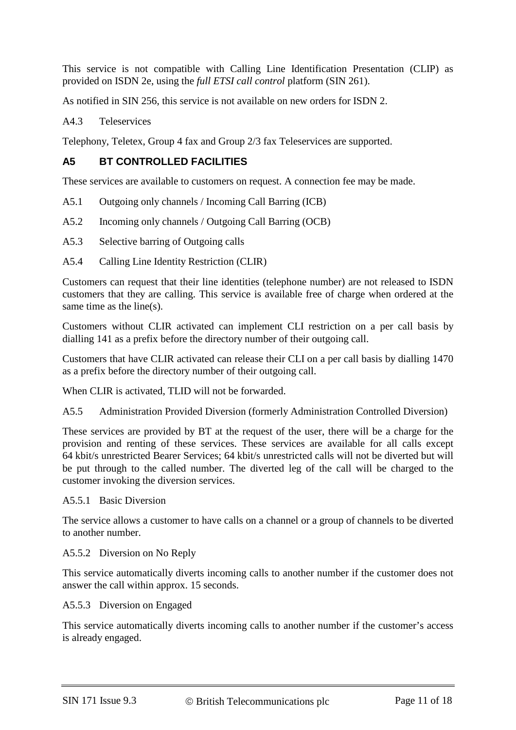This service is not compatible with Calling Line Identification Presentation (CLIP) as provided on ISDN 2e, using the *full ETSI call control* platform (SIN 261).

As notified in SIN 256, this service is not available on new orders for ISDN 2.

A4.3 Teleservices

Telephony, Teletex, Group 4 fax and Group 2/3 fax Teleservices are supported.

## A5 BT CONTROLLED FACILITIES

These services are available to customers on request. A connection fee may be made.

A5.1 Outgoing only channels / Incoming Call Barring (ICB)

A5.2 Incoming only channels / Outgoing Call Barring (OCB)

A5.3 Selective barring of Outgoing calls

A5.4 Calling Line Identity Restriction (CLIR)

Customers can request that their line identities (telephone number) are not released to ISDN customers that they are calling. This service is available free of charge when ordered at the same time as the line(s).

Customers without CLIR activated can implement CLI restriction on a per call basis by dialling 141 as a prefix before the directory number of their outgoing call.

Customers that have CLIR activated can release their CLI on a per call basis by dialling 1470 as a prefix before the directory number of their outgoing call.

When CLIR is activated, TLID will not be forwarded.

A5.5 Administration Provided Diversion (formerly Administration Controlled Diversion)

These services are provided by BT at the request of the user, there will be a charge for the provision and renting of these services. These services are available for all calls except 64 kbit/s unrestricted Bearer Services; 64 kbit/s unrestricted calls will not be diverted but will be put through to the called number. The diverted leg of the call will be charged to the customer invoking the diversion services.

A5.5.1 Basic Diversion

The service allows a customer to have calls on a channel or a group of channels to be diverted to another number.

A5.5.2 Diversion on No Reply

This service automatically diverts incoming calls to another number if the customer does not answer the call within approx. 15 seconds.

A5.5.3 Diversion on Engaged

This service automatically diverts incoming calls to another number if the customer’s access is already engaged.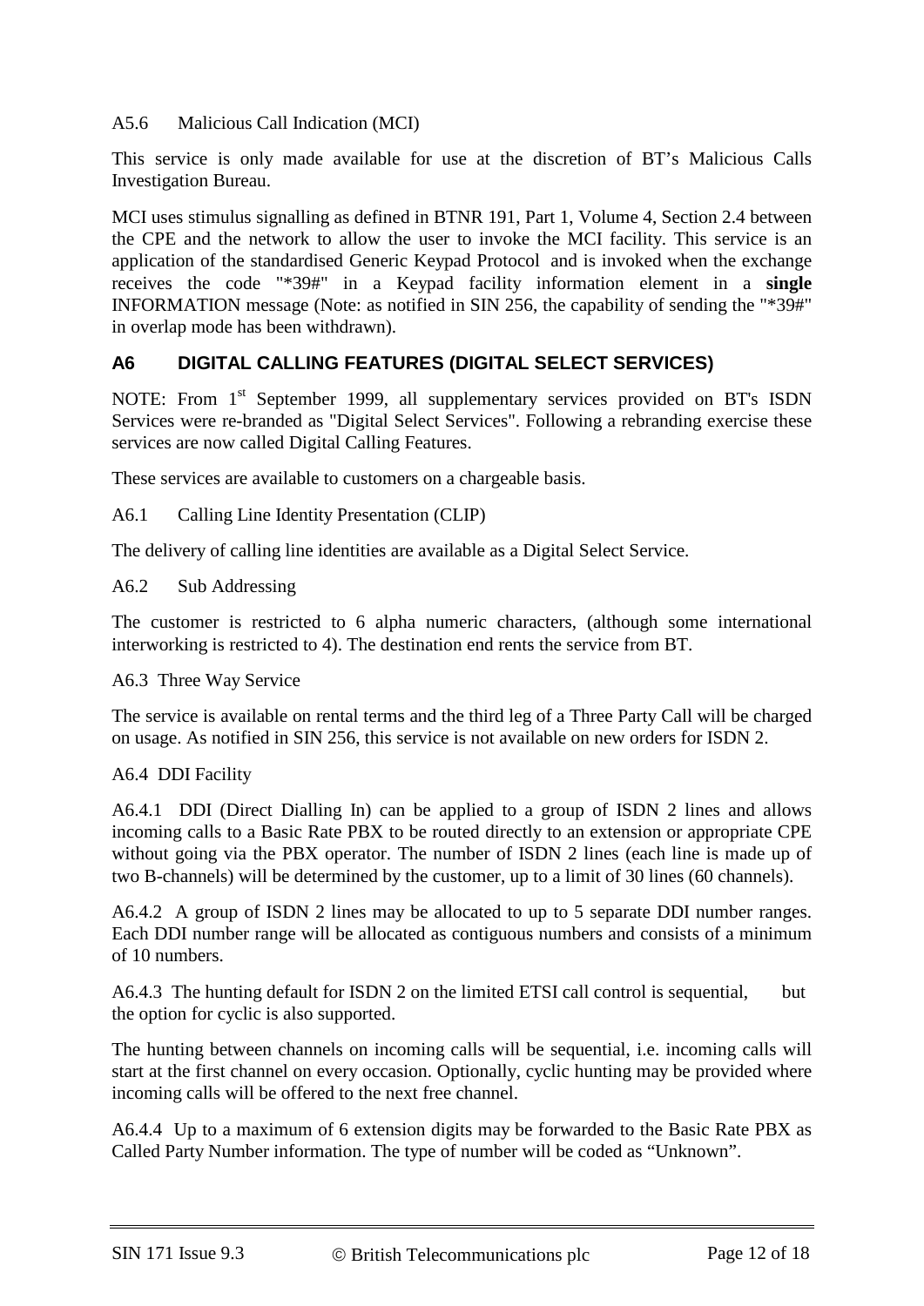A5.6 Malicious Call Indication (MCI)

This service is only made available for use at the discretion of BT's Malicious Calls Investigation Bureau.

MCI uses stimulus signalling as defined in BTNR 191, Part 1, Volume 4, Section 2.4 between the CPE and the network to allow the user to invoke the MCI facility. This service is an application of the standardised Generic Keypad Protocol and is invoked when the exchange receives the code "*39#" in a Keypad facility information element in a **single** INFORMATION message (Note: as notified in SIN 256, the capability of sending the "*39#" in overlap mode has been withdrawn).

## A6 DIGITAL CALLING FEATURES (DIGITAL SELECT SERVICES)

NOTE: From 1st September 1999, all supplementary services provided on BT's ISDN Services were re-branded as "Digital Select Services". Following a rebranding exercise these services are now called Digital Calling Features.

These services are available to customers on a chargeable basis.

A6.1 Calling Line Identity Presentation (CLIP)

The delivery of calling line identities are available as a Digital Select Service.

A6.2 Sub Addressing

The customer is restricted to 6 alpha numeric characters, (although some international interworking is restricted to 4). The destination end rents the service from BT.

A6.3 Three Way Service

The service is available on rental terms and the third leg of a Three Party Call will be charged on usage. As notified in SIN 256, this service is not available on new orders for ISDN 2.

A6.4 DDI Facility

A6.4.1 DDI (Direct Dialling In) can be applied to a group of ISDN 2 lines and allows incoming calls to a Basic Rate PBX to be routed directly to an extension or appropriate CPE without going via the PBX operator. The number of ISDN 2 lines (each line is made up of two B-channels) will be determined by the customer, up to a limit of 30 lines (60 channels).

A6.4.2 A group of ISDN 2 lines may be allocated to up to 5 separate DDI number ranges. Each DDI number range will be allocated as contiguous numbers and consists of a minimum of 10 numbers.

A6.4.3 The hunting default for ISDN 2 on the limited ETSI call control is sequential, but the option for cyclic is also supported.

The hunting between channels on incoming calls will be sequential, i.e. incoming calls will start at the first channel on every occasion. Optionally, cyclic hunting may be provided where incoming calls will be offered to the next free channel.

A6.4.4 Up to a maximum of 6 extension digits may be forwarded to the Basic Rate PBX as Called Party Number information. The type of number will be coded as "Unknown".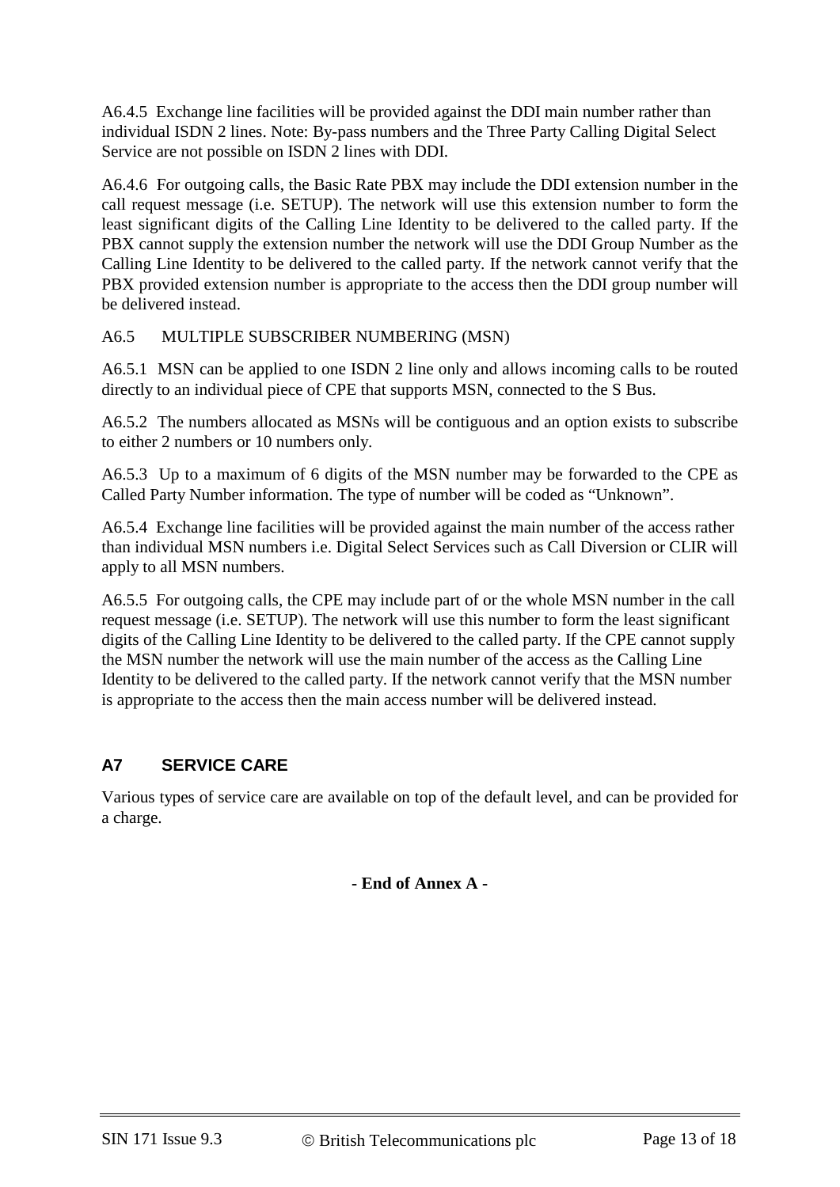A6.4.5 Exchange line facilities will be provided against the DDI main number rather than individual ISDN 2 lines. Note: By-pass numbers and the Three Party Calling Digital Select Service are not possible on ISDN 2 lines with DDI.

A6.4.6 For outgoing calls, the Basic Rate PBX may include the DDI extension number in the call request message (i.e. SETUP). The network will use this extension number to form the least significant digits of the Calling Line Identity to be delivered to the called party. If the PBX cannot supply the extension number the network will use the DDI Group Number as the Calling Line Identity to be delivered to the called party. If the network cannot verify that the PBX provided extension number is appropriate to the access then the DDI group number will be delivered instead.

A6.5 MULTIPLE SUBSCRIBER NUMBERING (MSN)

A6.5.1 MSN can be applied to one ISDN 2 line only and allows incoming calls to be routed directly to an individual piece of CPE that supports MSN, connected to the S Bus.

A6.5.2 The numbers allocated as MSNs will be contiguous and an option exists to subscribe to either 2 numbers or 10 numbers only.

A6.5.3 Up to a maximum of 6 digits of the MSN number may be forwarded to the CPE as Called Party Number information. The type of number will be coded as “Unknown”.

A6.5.4 Exchange line facilities will be provided against the main number of the access rather than individual MSN numbers i.e. Digital Select Services such as Call Diversion or CLIR will apply to all MSN numbers.

A6.5.5 For outgoing calls, the CPE may include part of or the whole MSN number in the call request message (i.e. SETUP). The network will use this number to form the least significant digits of the Calling Line Identity to be delivered to the called party. If the CPE cannot supply the MSN number the network will use the main number of the access as the Calling Line Identity to be delivered to the called party. If the network cannot verify that the MSN number is appropriate to the access then the main access number will be delivered instead.

## A7 SERVICE CARE

Various types of service care are available on top of the default level, and can be provided for a charge.

**- End of Annex A -**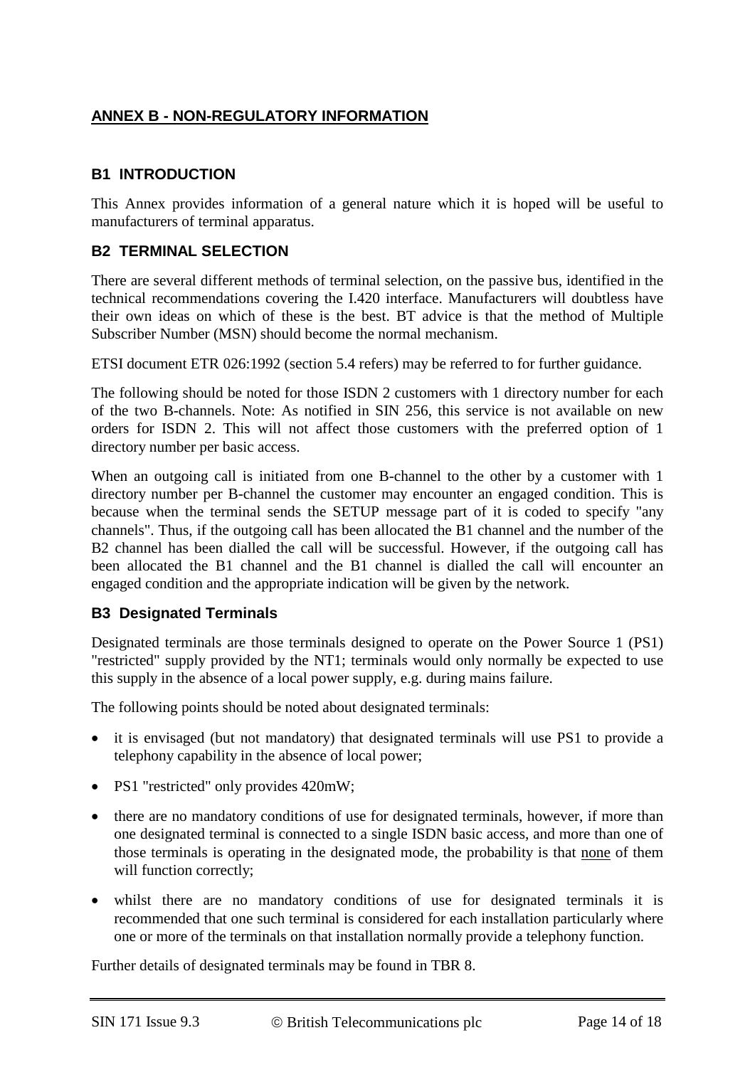## ANNEX B - NON-REGULATORY INFORMATION

### B1 INTRODUCTION

This Annex provides information of a general nature which it is hoped will be useful to manufacturers of terminal apparatus.

### B2 TERMINAL SELECTION

There are several different methods of terminal selection, on the passive bus, identified in the technical recommendations covering the I.420 interface. Manufacturers will doubtless have their own ideas on which of these is the best. BT advice is that the method of Multiple Subscriber Number (MSN) should become the normal mechanism.

ETSI document ETR 026:1992 (section 5.4 refers) may be referred to for further guidance.

The following should be noted for those ISDN 2 customers with 1 directory number for each of the two B-channels. Note: As notified in SIN 256, this service is not available on new orders for ISDN 2. This will not affect those customers with the preferred option of 1 directory number per basic access.

When an outgoing call is initiated from one B-channel to the other by a customer with 1 directory number per B-channel the customer may encounter an engaged condition. This is because when the terminal sends the SETUP message part of it is coded to specify "any channels". Thus, if the outgoing call has been allocated the B1 channel and the number of the B2 channel has been dialled the call will be successful. However, if the outgoing call has been allocated the B1 channel and the B1 channel is dialled the call will encounter an engaged condition and the appropriate indication will be given by the network.

### B3 Designated Terminals

Designated terminals are those terminals designed to operate on the Power Source 1 (PS1) "restricted" supply provided by the NT1; terminals would only normally be expected to use this supply in the absence of a local power supply, e.g. during mains failure.

The following points should be noted about designated terminals:

- it is envisaged (but not mandatory) that designated terminals will use PS1 to provide a telephony capability in the absence of local power;
- PS1 "restricted" only provides 420mW;
- there are no mandatory conditions of use for designated terminals, however, if more than one designated terminal is connected to a single ISDN basic access, and more than one of those terminals is operating in the designated mode, the probability is that none of them will function correctly;
- whilst there are no mandatory conditions of use for designated terminals it is recommended that one such terminal is considered for each installation particularly where one or more of the terminals on that installation normally provide a telephony function.

Further details of designated terminals may be found in TBR 8.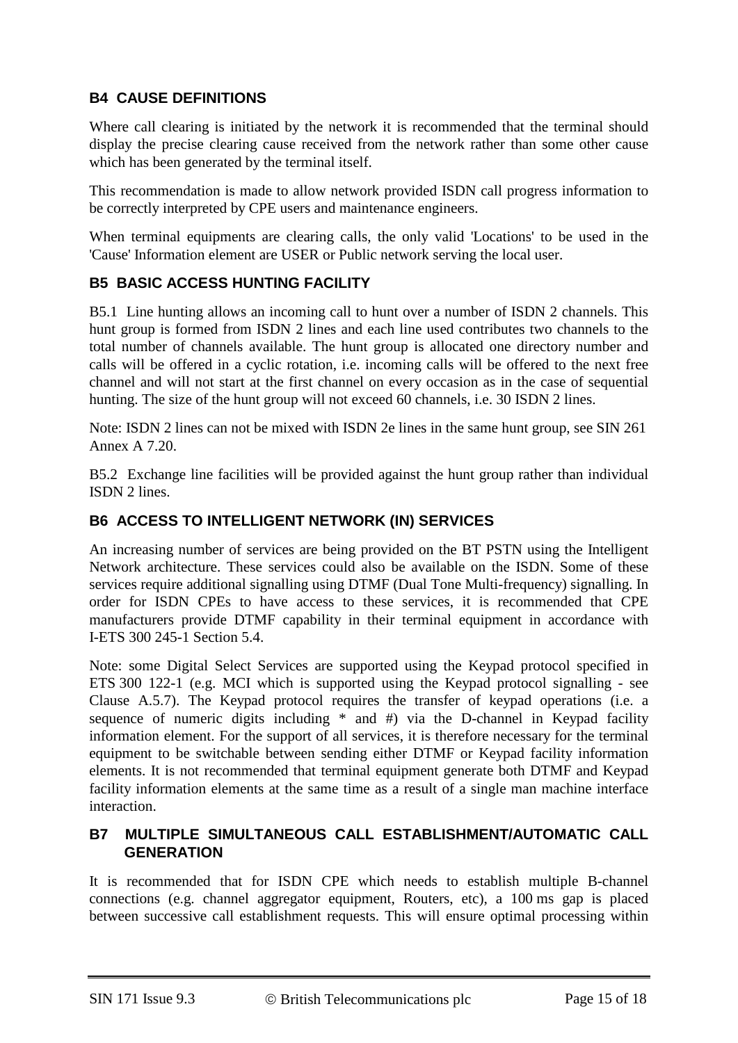## B4 CAUSE DEFINITIONS

Where call clearing is initiated by the network it is recommended that the terminal should display the precise clearing cause received from the network rather than some other cause which has been generated by the terminal itself.

This recommendation is made to allow network provided ISDN call progress information to be correctly interpreted by CPE users and maintenance engineers.

When terminal equipments are clearing calls, the only valid 'Locations' to be used in the 'Cause' Information element are USER or Public network serving the local user.

## B5 BASIC ACCESS HUNTING FACILITY

B5.1 Line hunting allows an incoming call to hunt over a number of ISDN 2 channels. This hunt group is formed from ISDN 2 lines and each line used contributes two channels to the total number of channels available. The hunt group is allocated one directory number and calls will be offered in a cyclic rotation, i.e. incoming calls will be offered to the next free channel and will not start at the first channel on every occasion as in the case of sequential hunting. The size of the hunt group will not exceed 60 channels, i.e. 30 ISDN 2 lines.

Note: ISDN 2 lines can not be mixed with ISDN 2e lines in the same hunt group, see SIN 261 Annex A 7.20.

B5.2 Exchange line facilities will be provided against the hunt group rather than individual ISDN 2 lines.

## B6 ACCESS TO INTELLIGENT NETWORK (IN) SERVICES

An increasing number of services are being provided on the BT PSTN using the Intelligent Network architecture. These services could also be available on the ISDN. Some of these services require additional signalling using DTMF (Dual Tone Multi-frequency) signalling. In order for ISDN CPEs to have access to these services, it is recommended that CPE manufacturers provide DTMF capability in their terminal equipment in accordance with I-ETS 300 245-1 Section 5.4.

Note: some Digital Select Services are supported using the Keypad protocol specified in ETS 300 122-1 (e.g. MCI which is supported using the Keypad protocol signalling - see Clause A.5.7). The Keypad protocol requires the transfer of keypad operations (i.e. a sequence of numeric digits including * and #) via the D-channel in Keypad facility information element. For the support of all services, it is therefore necessary for the terminal equipment to be switchable between sending either DTMF or Keypad facility information elements. It is not recommended that terminal equipment generate both DTMF and Keypad facility information elements at the same time as a result of a single man machine interface interaction.

## B7 MULTIPLE SIMULTANEOUS CALL ESTABLISHMENT/AUTOMATIC CALL GENERATION

It is recommended that for ISDN CPE which needs to establish multiple B-channel connections (e.g. channel aggregator equipment, Routers, etc), a 100 ms gap is placed between successive call establishment requests. This will ensure optimal processing within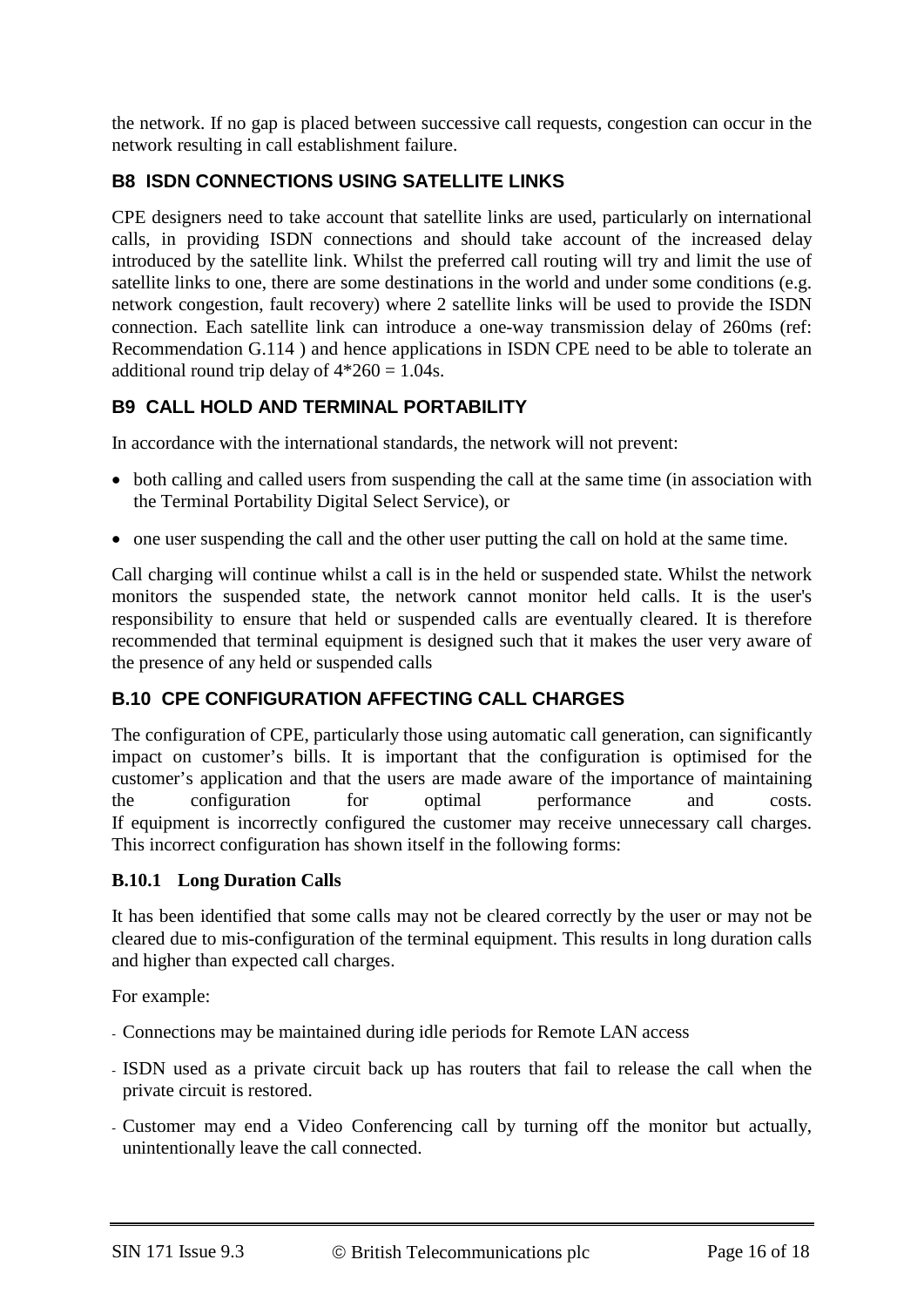the network. If no gap is placed between successive call requests, congestion can occur in the network resulting in call establishment failure.

## B8 ISDN CONNECTIONS USING SATELLITE LINKS

CPE designers need to take account that satellite links are used, particularly on international calls, in providing ISDN connections and should take account of the increased delay introduced by the satellite link. Whilst the preferred call routing will try and limit the use of satellite links to one, there are some destinations in the world and under some conditions (e.g. network congestion, fault recovery) where 2 satellite links will be used to provide the ISDN connection. Each satellite link can introduce a one-way transmission delay of 260ms (ref: Recommendation G.114 ) and hence applications in ISDN CPE need to be able to tolerate an additional round trip delay of $4*260 = 1.04$s.

## B9 CALL HOLD AND TERMINAL PORTABILITY

In accordance with the international standards, the network will not prevent:

- both calling and called users from suspending the call at the same time (in association with the Terminal Portability Digital Select Service), or
- one user suspending the call and the other user putting the call on hold at the same time.

Call charging will continue whilst a call is in the held or suspended state. Whilst the network monitors the suspended state, the network cannot monitor held calls. It is the user's responsibility to ensure that held or suspended calls are eventually cleared. It is therefore recommended that terminal equipment is designed such that it makes the user very aware of the presence of any held or suspended calls

## B.10 CPE CONFIGURATION AFFECTING CALL CHARGES

The configuration of CPE, particularly those using automatic call generation, can significantly impact on customer's bills. It is important that the configuration is optimised for the customer's application and that the users are made aware of the importance of maintaining the configuration for optimal performance and costs.
If equipment is incorrectly configured the customer may receive unnecessary call charges. This incorrect configuration has shown itself in the following forms:

### B.10.1 Long Duration Calls

It has been identified that some calls may not be cleared correctly by the user or may not be cleared due to mis-configuration of the terminal equipment. This results in long duration calls and higher than expected call charges.

For example:

- Connections may be maintained during idle periods for Remote LAN access
- ISDN used as a private circuit back up has routers that fail to release the call when the private circuit is restored.
- Customer may end a Video Conferencing call by turning off the monitor but actually, unintentionally leave the call connected.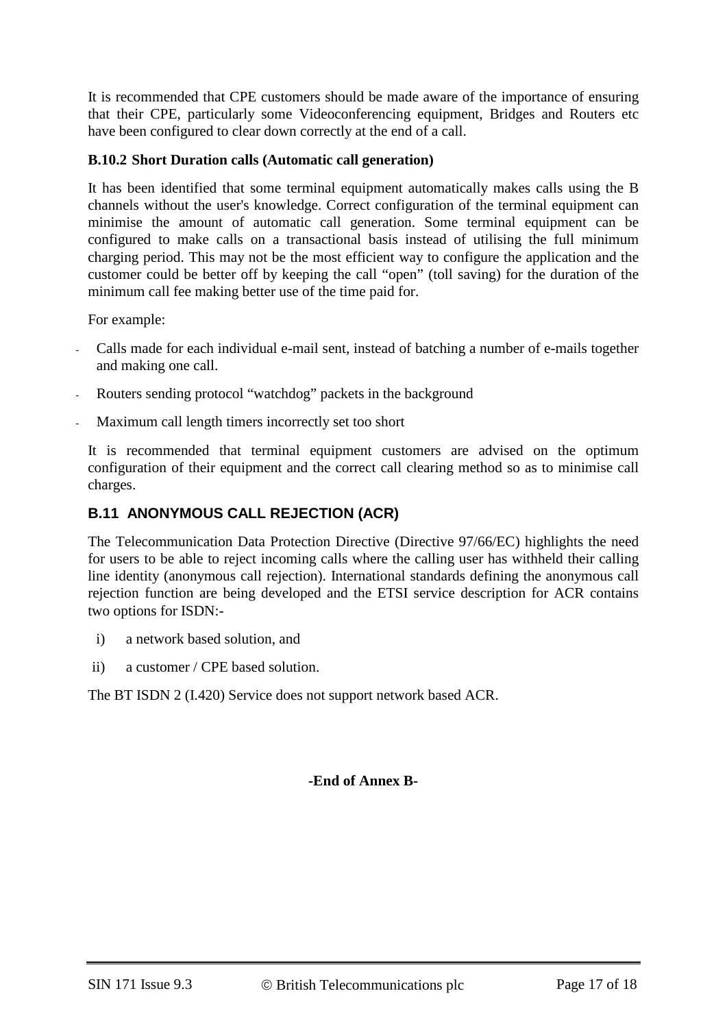It is recommended that CPE customers should be made aware of the importance of ensuring that their CPE, particularly some Videoconferencing equipment, Bridges and Routers etc have been configured to clear down correctly at the end of a call.

### B.10.2 Short Duration calls (Automatic call generation)

It has been identified that some terminal equipment automatically makes calls using the B channels without the user's knowledge. Correct configuration of the terminal equipment can minimise the amount of automatic call generation. Some terminal equipment can be configured to make calls on a transactional basis instead of utilising the full minimum charging period. This may not be the most efficient way to configure the application and the customer could be better off by keeping the call "open" (toll saving) for the duration of the minimum call fee making better use of the time paid for.

For example:

- Calls made for each individual e-mail sent, instead of batching a number of e-mails together and making one call.
- Routers sending protocol "watchdog" packets in the background
- Maximum call length timers incorrectly set too short

It is recommended that terminal equipment customers are advised on the optimum configuration of their equipment and the correct call clearing method so as to minimise call charges.

## B.11 ANONYMOUS CALL REJECTION (ACR)

The Telecommunication Data Protection Directive (Directive 97/66/EC) highlights the need for users to be able to reject incoming calls where the calling user has withheld their calling line identity (anonymous call rejection). International standards defining the anonymous call rejection function are being developed and the ETSI service description for ACR contains two options for ISDN:-

i) a network based solution, and

ii) a customer / CPE based solution.

The BT ISDN 2 (I.420) Service does not support network based ACR.

**-End of Annex B-**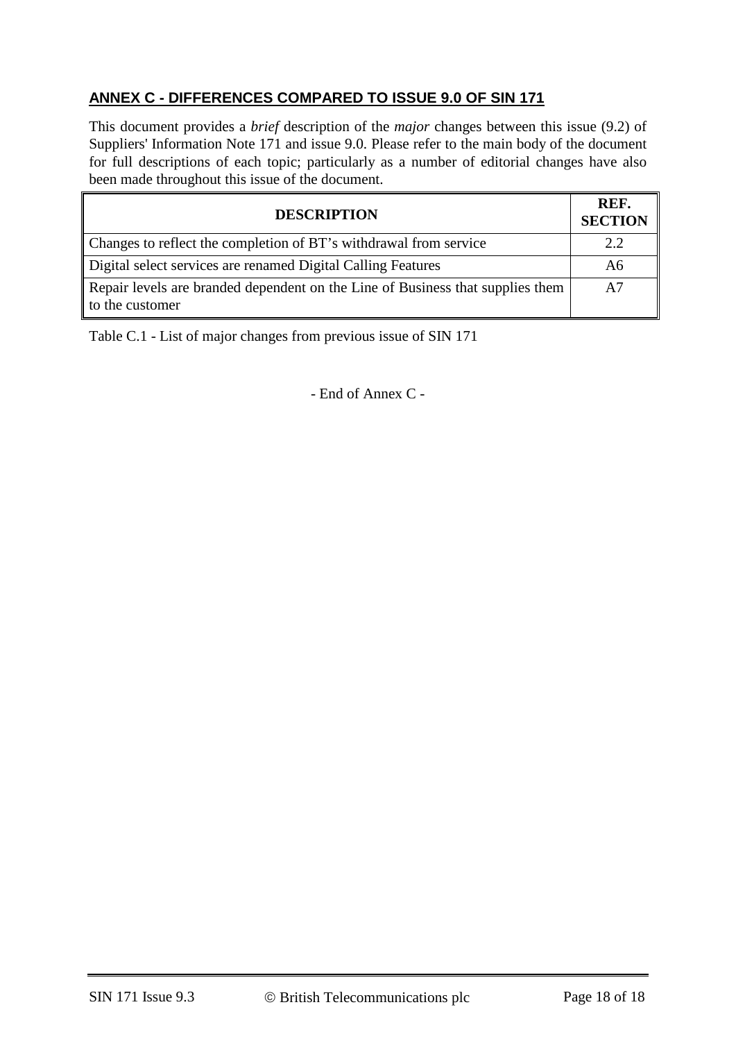## ANNEX C - DIFFERENCES COMPARED TO ISSUE 9.0 OF SIN 171

This document provides a *brief* description of the *major* changes between this issue (9.2) of Suppliers' Information Note 171 and issue 9.0. Please refer to the main body of the document for full descriptions of each topic; particularly as a number of editorial changes have also been made throughout this issue of the document.

| DESCRIPTION | REF. SECTION |
| --- | --- |
| Changes to reflect the completion of BT's withdrawal from service | 2.2 |
| Digital select services are renamed Digital Calling Features | A6 |
| Repair levels are branded dependent on the Line of Business that supplies them to the customer | A7 |

Table C.1 - List of major changes from previous issue of SIN 171

- End of Annex C -